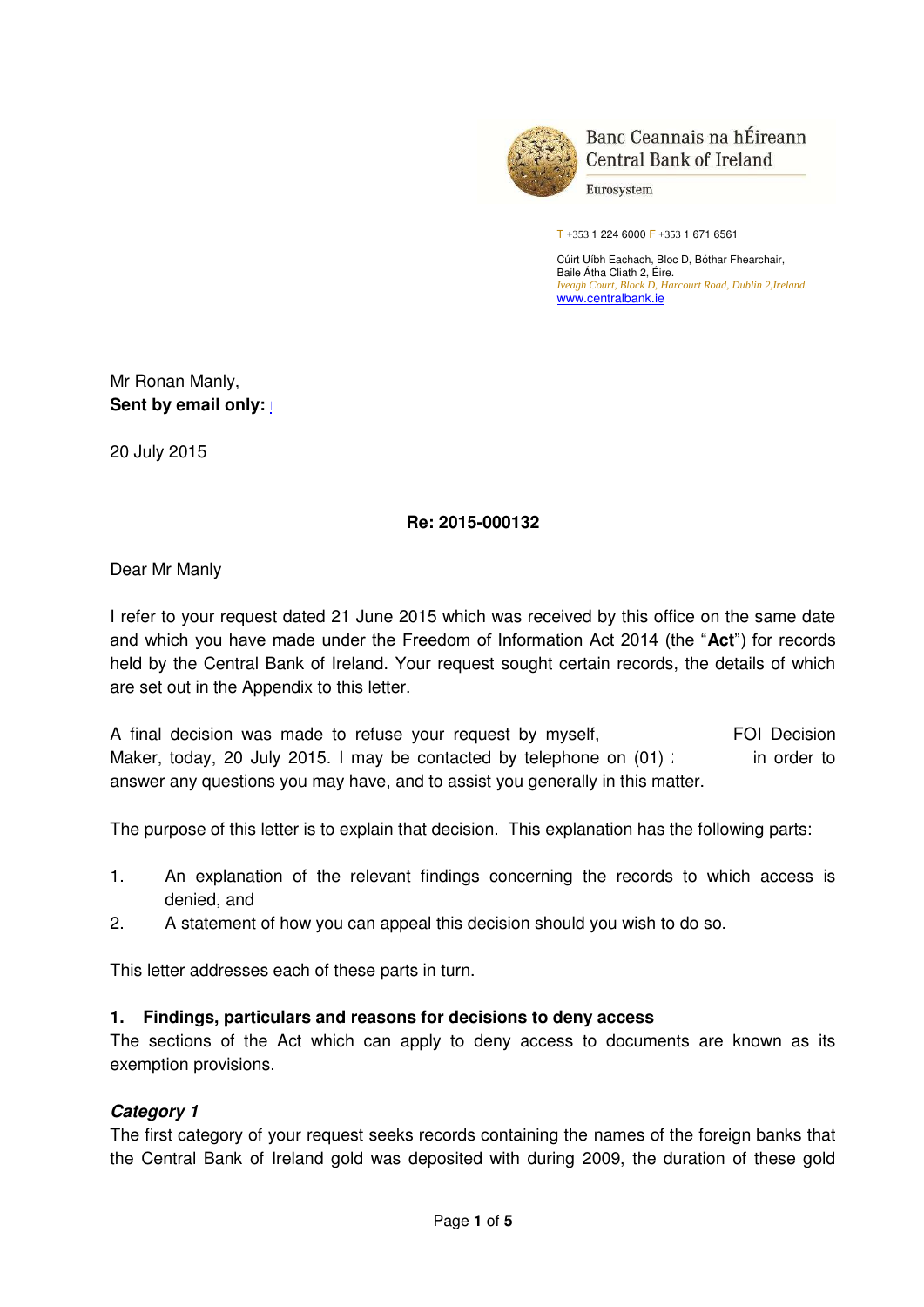Banc Ceannais na hÉireann
Central Bank of Ireland

Eurosystem

T +353 1 224 6000 F +353 1 671 6561

Cúirt Uíbh Eachach, Bloc D, Bóthar Fhearchair,
Baile Átha Cliath 2, Éire.
*Iveagh Court, Block D, Harcourt Road, Dublin 2,Ireland.*
www.centralbank.ie

Mr Ronan Manly,
**Sent by email only:**

20 July 2015

**Re: 2015-000132**

Dear Mr Manly

I refer to your request dated 21 June 2015 which was received by this office on the same date and which you have made under the Freedom of Information Act 2014 (the "**Act**") for records held by the Central Bank of Ireland. Your request sought certain records, the details of which are set out in the Appendix to this letter.

A final decision was made to refuse your request by myself, FOI Decision Maker, today, 20 July 2015. I may be contacted by telephone on (01) in order to answer any questions you may have, and to assist you generally in this matter.

The purpose of this letter is to explain that decision. This explanation has the following parts:

1. An explanation of the relevant findings concerning the records to which access is denied, and
2. A statement of how you can appeal this decision should you wish to do so.

This letter addresses each of these parts in turn.

**1. Findings, particulars and reasons for decisions to deny access**

The sections of the Act which can apply to deny access to documents are known as its exemption provisions.

***Category 1***

The first category of your request seeks records containing the names of the foreign banks that the Central Bank of Ireland gold was deposited with during 2009, the duration of these gold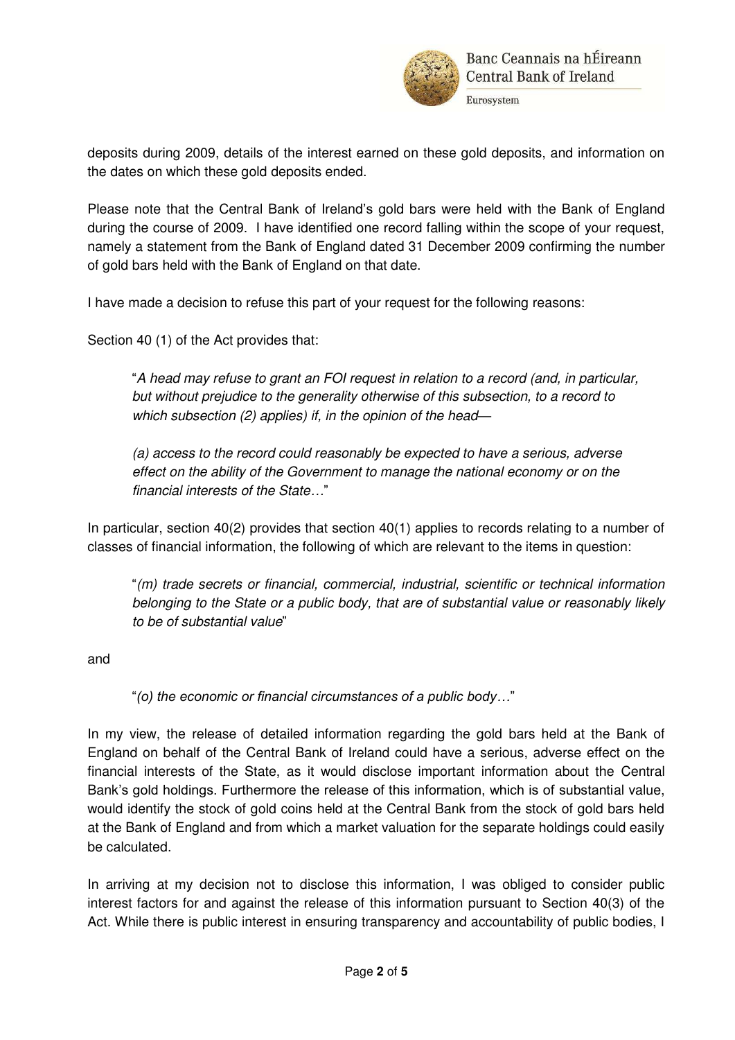deposits during 2009, details of the interest earned on these gold deposits, and information on the dates on which these gold deposits ended.

Please note that the Central Bank of Ireland's gold bars were held with the Bank of England during the course of 2009. I have identified one record falling within the scope of your request, namely a statement from the Bank of England dated 31 December 2009 confirming the number of gold bars held with the Bank of England on that date.

I have made a decision to refuse this part of your request for the following reasons:

Section 40 (1) of the Act provides that:

> "*A head may refuse to grant an FOI request in relation to a record (and, in particular, but without prejudice to the generality otherwise of this subsection, to a record to which subsection (2) applies) if, in the opinion of the head—*
>
> *(a) access to the record could reasonably be expected to have a serious, adverse effect on the ability of the Government to manage the national economy or on the financial interests of the State…*"

In particular, section 40(2) provides that section 40(1) applies to records relating to a number of classes of financial information, the following of which are relevant to the items in question:

> "*(m) trade secrets or financial, commercial, industrial, scientific or technical information belonging to the State or a public body, that are of substantial value or reasonably likely to be of substantial value*"

and

> "*(o) the economic or financial circumstances of a public body…*"

In my view, the release of detailed information regarding the gold bars held at the Bank of England on behalf of the Central Bank of Ireland could have a serious, adverse effect on the financial interests of the State, as it would disclose important information about the Central Bank's gold holdings. Furthermore the release of this information, which is of substantial value, would identify the stock of gold coins held at the Central Bank from the stock of gold bars held at the Bank of England and from which a market valuation for the separate holdings could easily be calculated.

In arriving at my decision not to disclose this information, I was obliged to consider public interest factors for and against the release of this information pursuant to Section 40(3) of the Act. While there is public interest in ensuring transparency and accountability of public bodies, I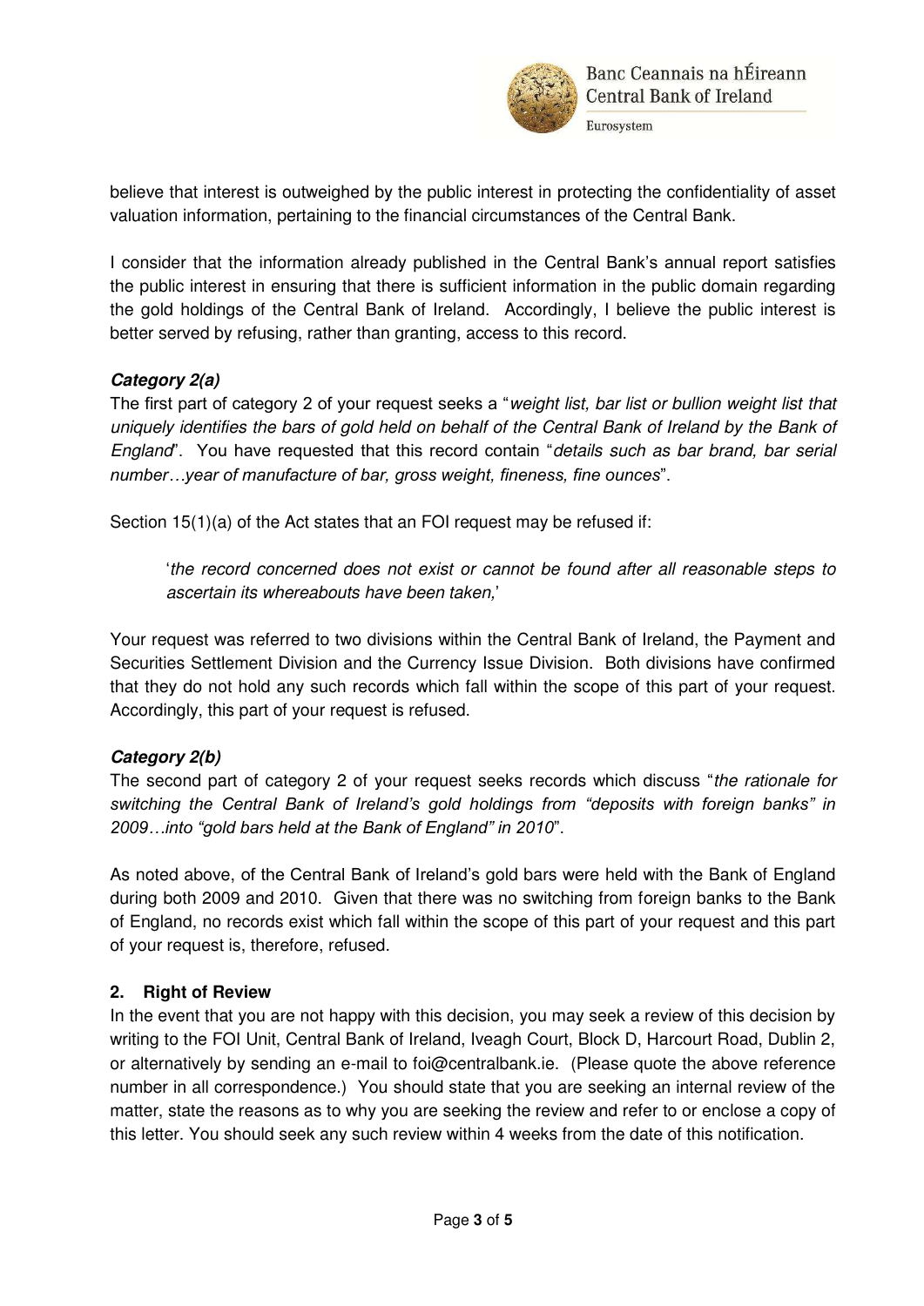believe that interest is outweighed by the public interest in protecting the confidentiality of asset valuation information, pertaining to the financial circumstances of the Central Bank.

I consider that the information already published in the Central Bank's annual report satisfies the public interest in ensuring that there is sufficient information in the public domain regarding the gold holdings of the Central Bank of Ireland. Accordingly, I believe the public interest is better served by refusing, rather than granting, access to this record.

***Category 2(a)***

The first part of category 2 of your request seeks a "*weight list, bar list or bullion weight list that uniquely identifies the bars of gold held on behalf of the Central Bank of Ireland by the Bank of England*". You have requested that this record contain "*details such as bar brand, bar serial number…year of manufacture of bar, gross weight, fineness, fine ounces*".

Section 15(1)(a) of the Act states that an FOI request may be refused if:

> '*the record concerned does not exist or cannot be found after all reasonable steps to ascertain its whereabouts have been taken,*'

Your request was referred to two divisions within the Central Bank of Ireland, the Payment and Securities Settlement Division and the Currency Issue Division. Both divisions have confirmed that they do not hold any such records which fall within the scope of this part of your request. Accordingly, this part of your request is refused.

***Category 2(b)***

The second part of category 2 of your request seeks records which discuss "*the rationale for switching the Central Bank of Ireland's gold holdings from "deposits with foreign banks" in 2009…into "gold bars held at the Bank of England" in 2010*".

As noted above, of the Central Bank of Ireland's gold bars were held with the Bank of England during both 2009 and 2010. Given that there was no switching from foreign banks to the Bank of England, no records exist which fall within the scope of this part of your request and this part of your request is, therefore, refused.

**2. Right of Review**

In the event that you are not happy with this decision, you may seek a review of this decision by writing to the FOI Unit, Central Bank of Ireland, Iveagh Court, Block D, Harcourt Road, Dublin 2, or alternatively by sending an e-mail to foi@centralbank.ie. (Please quote the above reference number in all correspondence.) You should state that you are seeking an internal review of the matter, state the reasons as to why you are seeking the review and refer to or enclose a copy of this letter. You should seek any such review within 4 weeks from the date of this notification.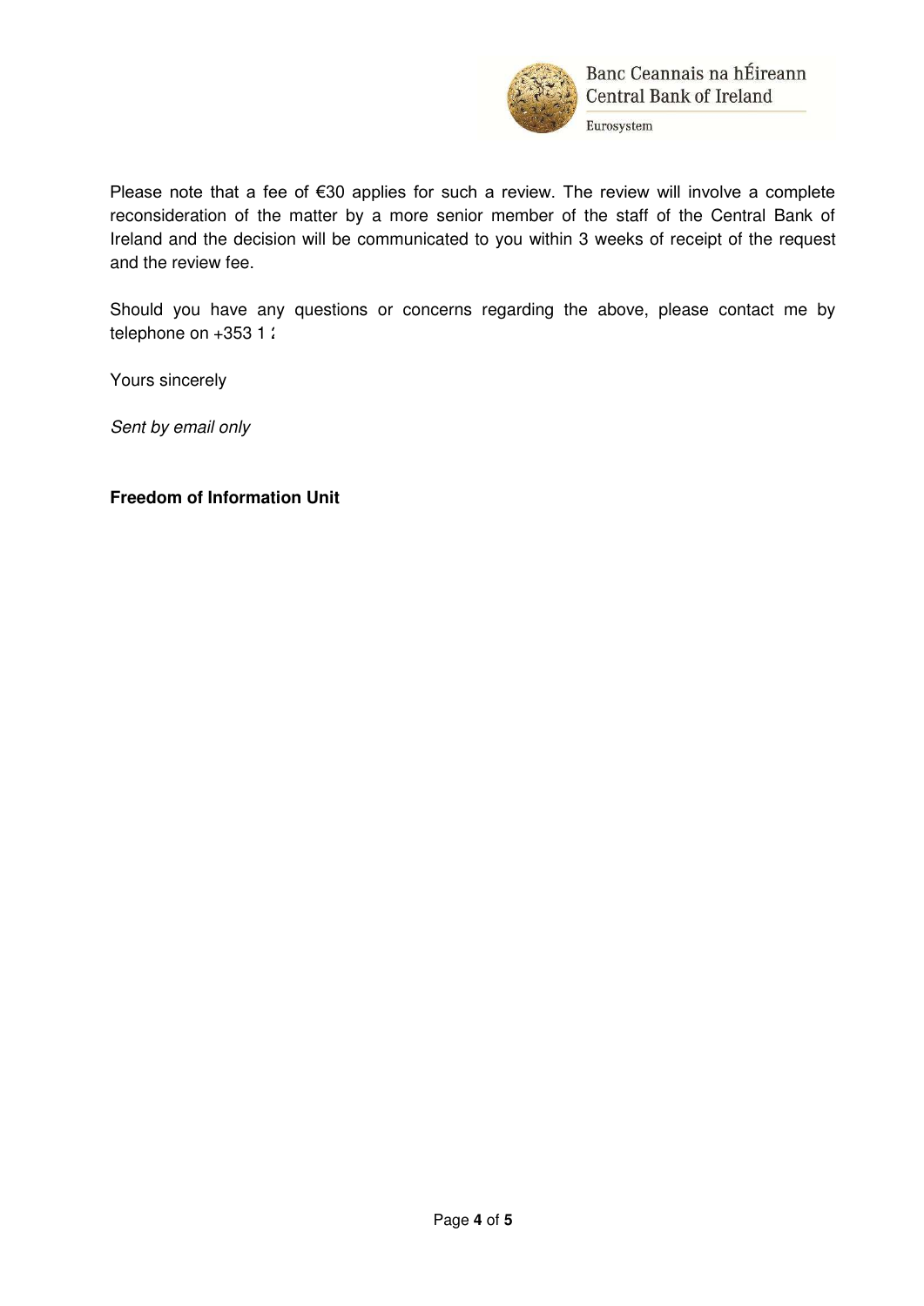Please note that a fee of €30 applies for such a review. The review will involve a complete reconsideration of the matter by a more senior member of the staff of the Central Bank of Ireland and the decision will be communicated to you within 3 weeks of receipt of the request and the review fee.

Should you have any questions or concerns regarding the above, please contact me by telephone on +353 1 2

Yours sincerely

*Sent by email only*

**Freedom of Information Unit**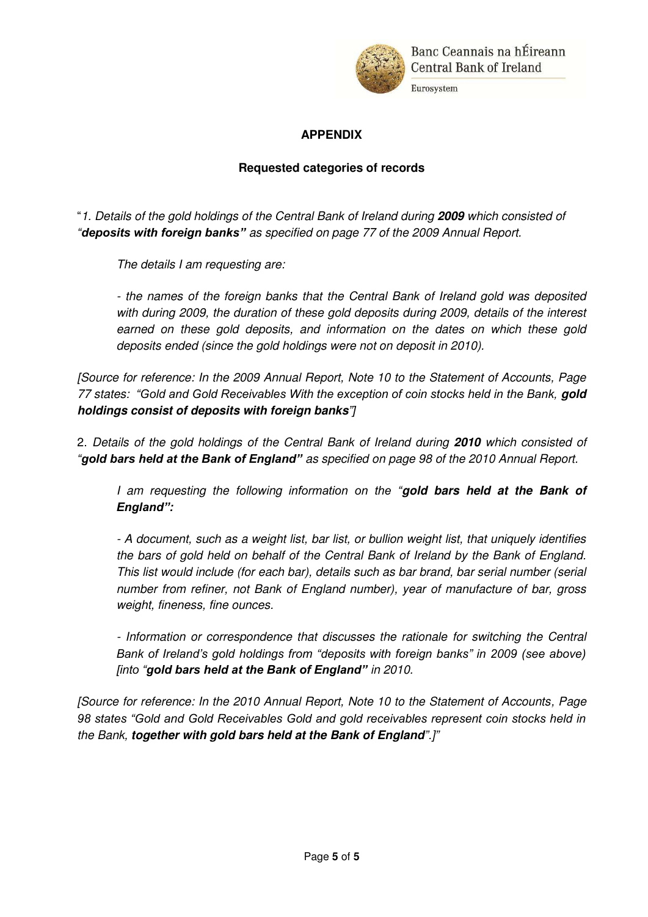**APPENDIX**

**Requested categories of records**

"*1. Details of the gold holdings of the Central Bank of Ireland during **2009** which consisted of "**deposits with foreign banks"** as specified on page 77 of the 2009 Annual Report.*

> *The details I am requesting are:*
>
> *- the names of the foreign banks that the Central Bank of Ireland gold was deposited with during 2009, the duration of these gold deposits during 2009, details of the interest earned on these gold deposits, and information on the dates on which these gold deposits ended (since the gold holdings were not on deposit in 2010).*

*[Source for reference: In the 2009 Annual Report, Note 10 to the Statement of Accounts, Page 77 states: "Gold and Gold Receivables With the exception of coin stocks held in the Bank, **gold holdings consist of deposits with foreign banks**"]*

2. *Details of the gold holdings of the Central Bank of Ireland during **2010** which consisted of "**gold bars held at the Bank of England"** as specified on page 98 of the 2010 Annual Report.*

> *I am requesting the following information on the "**gold bars held at the Bank of England":***
>
> *- A document, such as a weight list, bar list, or bullion weight list, that uniquely identifies the bars of gold held on behalf of the Central Bank of Ireland by the Bank of England. This list would include (for each bar), details such as bar brand, bar serial number (serial number from refiner, not Bank of England number), year of manufacture of bar, gross weight, fineness, fine ounces.*
>
> *- Information or correspondence that discusses the rationale for switching the Central Bank of Ireland's gold holdings from "deposits with foreign banks" in 2009 (see above) [into "**gold bars held at the Bank of England"** in 2010.*

*[Source for reference: In the 2010 Annual Report, Note 10 to the Statement of Accounts, Page 98 states "Gold and Gold Receivables Gold and gold receivables represent coin stocks held in the Bank, **together with gold bars held at the Bank of England**".]"*